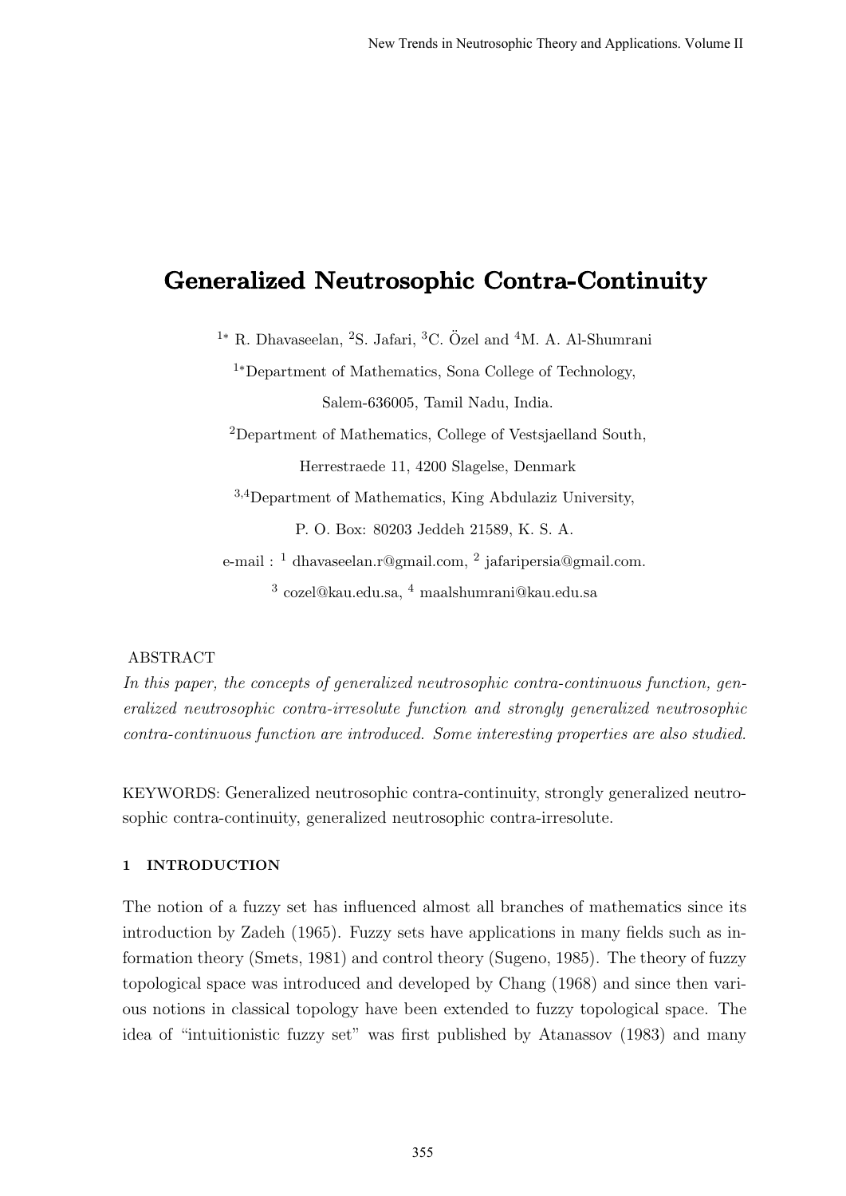# Generalized Neutrosophic Contra-Continuity

[1*] R. Dhavaseelan, [2]S. Jafari, [3]C. Özel and [4]M. A. Al-Shumrani

[1*]Department of Mathematics, Sona College of Technology,

Salem-636005, Tamil Nadu, India.

[2]Department of Mathematics, College of Vestsjaelland South,

Herrestraede 11, 4200 Slagelse, Denmark

[3,4]Department of Mathematics, King Abdulaziz University,

P. O. Box: 80203 Jeddeh 21589, K. S. A.

e-mail : [1] dhavaseelan.r@gmail.com, [2] jafaripersia@gmail.com.

[3] cozel@kau.edu.sa, [4] maalshumrani@kau.edu.sa

ABSTRACT

*In this paper, the concepts of generalized neutrosophic contra-continuous function, generalized neutrosophic contra-irresolute function and strongly generalized neutrosophic contra-continuous function are introduced. Some interesting properties are also studied.*

KEYWORDS: Generalized neutrosophic contra-continuity, strongly generalized neutrosophic contra-continuity, generalized neutrosophic contra-irresolute.

## 1 INTRODUCTION

The notion of a fuzzy set has influenced almost all branches of mathematics since its introduction by Zadeh (1965). Fuzzy sets have applications in many fields such as information theory (Smets, 1981) and control theory (Sugeno, 1985). The theory of fuzzy topological space was introduced and developed by Chang (1968) and since then various notions in classical topology have been extended to fuzzy topological space. The idea of "intuitionistic fuzzy set" was first published by Atanassov (1983) and many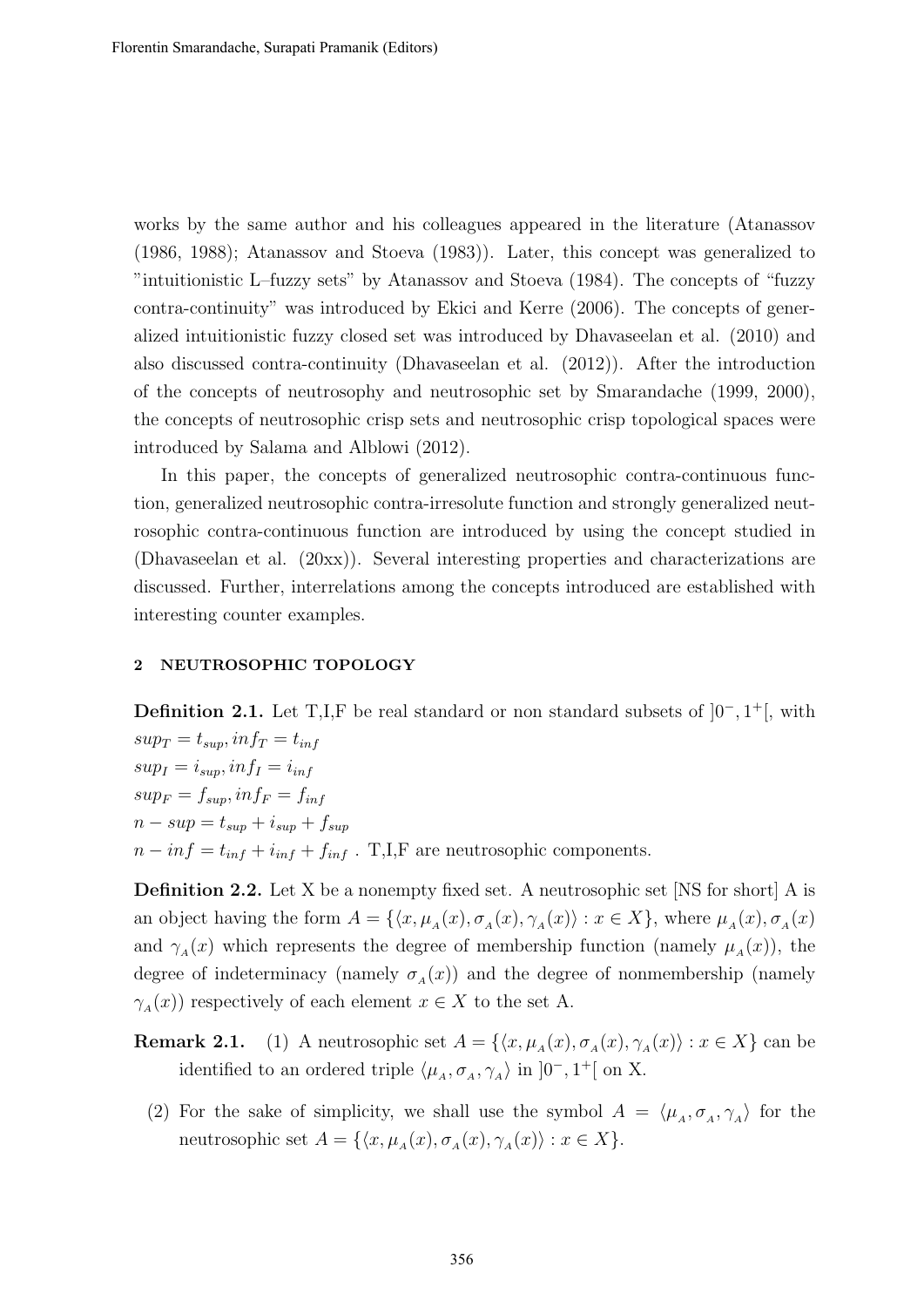works by the same author and his colleagues appeared in the literature (Atanassov (1986, 1988); Atanassov and Stoeva (1983)). Later, this concept was generalized to "intuitionistic L–fuzzy sets" by Atanassov and Stoeva (1984). The concepts of "fuzzy contra-continuity" was introduced by Ekici and Kerre (2006). The concepts of generalized intuitionistic fuzzy closed set was introduced by Dhavaseelan et al. (2010) and also discussed contra-continuity (Dhavaseelan et al. (2012)). After the introduction of the concepts of neutrosophy and neutrosophic set by Smarandache (1999, 2000), the concepts of neutrosophic crisp sets and neutrosophic crisp topological spaces were introduced by Salama and Alblowi (2012).

In this paper, the concepts of generalized neutrosophic contra-continuous function, generalized neutrosophic contra-irresolute function and strongly generalized neutrosophic contra-continuous function are introduced by using the concept studied in (Dhavaseelan et al. (20xx)). Several interesting properties and characterizations are discussed. Further, interrelations among the concepts introduced are established with interesting counter examples.

## 2 NEUTROSOPHIC TOPOLOGY

**Definition 2.1.** Let T,I,F be real standard or non standard subsets of $]0^-, 1^+[$, with
$sup_T = t_{sup}, inf_T = t_{inf}$
$sup_I = i_{sup}, inf_I = i_{inf}$
$sup_F = f_{sup}, inf_F = f_{inf}$
$n - sup = t_{sup} + i_{sup} + f_{sup}$
$n - inf = t_{inf} + i_{inf} + f_{inf}$ . T,I,F are neutrosophic components.

**Definition 2.2.** Let X be a nonempty fixed set. A neutrosophic set [NS for short] A is an object having the form $A = \{\langle x, \mu_A(x), \sigma_A(x), \gamma_A(x)\rangle : x \in X\}$, where $\mu_A(x), \sigma_A(x)$ and $\gamma_A(x)$ which represents the degree of membership function (namely $\mu_A(x)$), the degree of indeterminacy (namely $\sigma_A(x)$) and the degree of nonmembership (namely $\gamma_A(x)$) respectively of each element $x \in X$ to the set A.

**Remark 2.1.**
1. A neutrosophic set $A = \{\langle x, \mu_A(x), \sigma_A(x), \gamma_A(x)\rangle : x \in X\}$ can be identified to an ordered triple $\langle \mu_A, \sigma_A, \gamma_A\rangle$ in $]0^-, 1^+[$ on X.
2. For the sake of simplicity, we shall use the symbol $A = \langle \mu_A, \sigma_A, \gamma_A\rangle$ for the neutrosophic set $A = \{\langle x, \mu_A(x), \sigma_A(x), \gamma_A(x)\rangle : x \in X\}$.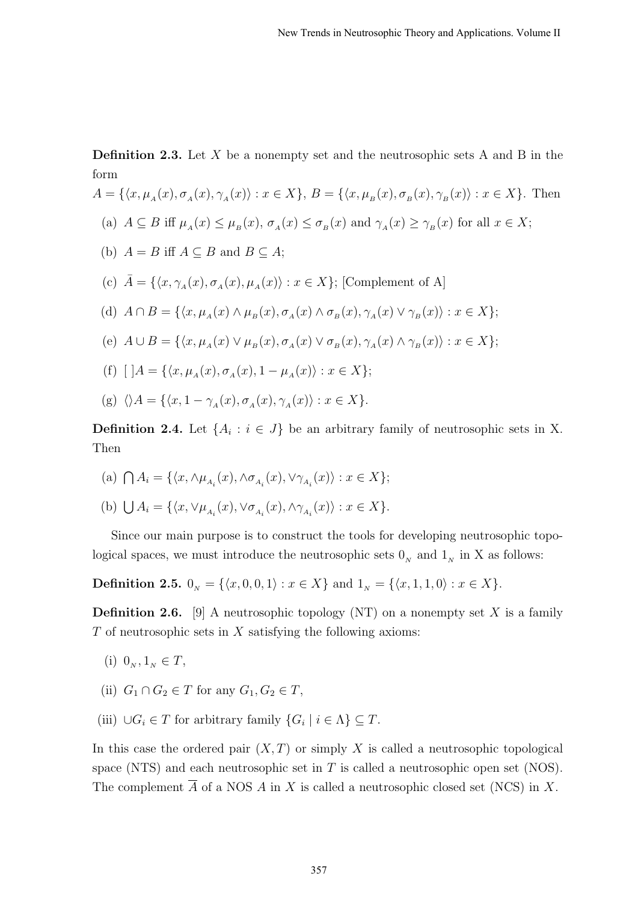**Definition 2.3.** Let $X$ be a nonempty set and the neutrosophic sets A and B in the form

$A = \{\langle x, \mu_A(x), \sigma_A(x), \gamma_A(x)\rangle : x \in X\}$, $B = \{\langle x, \mu_B(x), \sigma_B(x), \gamma_B(x)\rangle : x \in X\}$. Then

(a) $A \subseteq B$ iff $\mu_A(x) \leq \mu_B(x)$, $\sigma_A(x) \leq \sigma_B(x)$ and $\gamma_A(x) \geq \gamma_B(x)$ for all $x \in X$;

(b) $A = B$ iff $A \subseteq B$ and $B \subseteq A$;

(c) $\bar{A} = \{\langle x, \gamma_A(x), \sigma_A(x), \mu_A(x)\rangle : x \in X\}$; [Complement of A]

(d) $A \cap B = \{\langle x, \mu_A(x) \wedge \mu_B(x), \sigma_A(x) \wedge \sigma_B(x), \gamma_A(x) \vee \gamma_B(x)\rangle : x \in X\}$;

(e) $A \cup B = \{\langle x, \mu_A(x) \vee \mu_B(x), \sigma_A(x) \vee \sigma_B(x), \gamma_A(x) \wedge \gamma_B(x)\rangle : x \in X\}$;

(f) $[\,]A = \{\langle x, \mu_A(x), \sigma_A(x), 1 - \mu_A(x)\rangle : x \in X\}$;

(g) $\langle\rangle A = \{\langle x, 1 - \gamma_A(x), \sigma_A(x), \gamma_A(x)\rangle : x \in X\}$.

**Definition 2.4.** Let $\{A_i : i \in J\}$ be an arbitrary family of neutrosophic sets in X. Then

(a) $\bigcap A_i = \{\langle x, \wedge\mu_{A_i}(x), \wedge\sigma_{A_i}(x), \vee\gamma_{A_i}(x)\rangle : x \in X\}$;

(b) $\bigcup A_i = \{\langle x, \vee\mu_{A_i}(x), \vee\sigma_{A_i}(x), \wedge\gamma_{A_i}(x)\rangle : x \in X\}$.

Since our main purpose is to construct the tools for developing neutrosophic topological spaces, we must introduce the neutrosophic sets $0_N$ and $1_N$ in X as follows:

**Definition 2.5.** $0_N = \{\langle x, 0, 0, 1\rangle : x \in X\}$ and $1_N = \{\langle x, 1, 1, 0\rangle : x \in X\}$.

**Definition 2.6.** [9] A neutrosophic topology (NT) on a nonempty set $X$ is a family $T$ of neutrosophic sets in $X$ satisfying the following axioms:

(i) $0_N, 1_N \in T$,

(ii) $G_1 \cap G_2 \in T$ for any $G_1, G_2 \in T$,

(iii) $\cup G_i \in T$ for arbitrary family $\{G_i \mid i \in \Lambda\} \subseteq T$.

In this case the ordered pair $(X, T)$ or simply $X$ is called a neutrosophic topological space (NTS) and each neutrosophic set in $T$ is called a neutrosophic open set (NOS). The complement $\overline{A}$ of a NOS $A$ in $X$ is called a neutrosophic closed set (NCS) in $X$.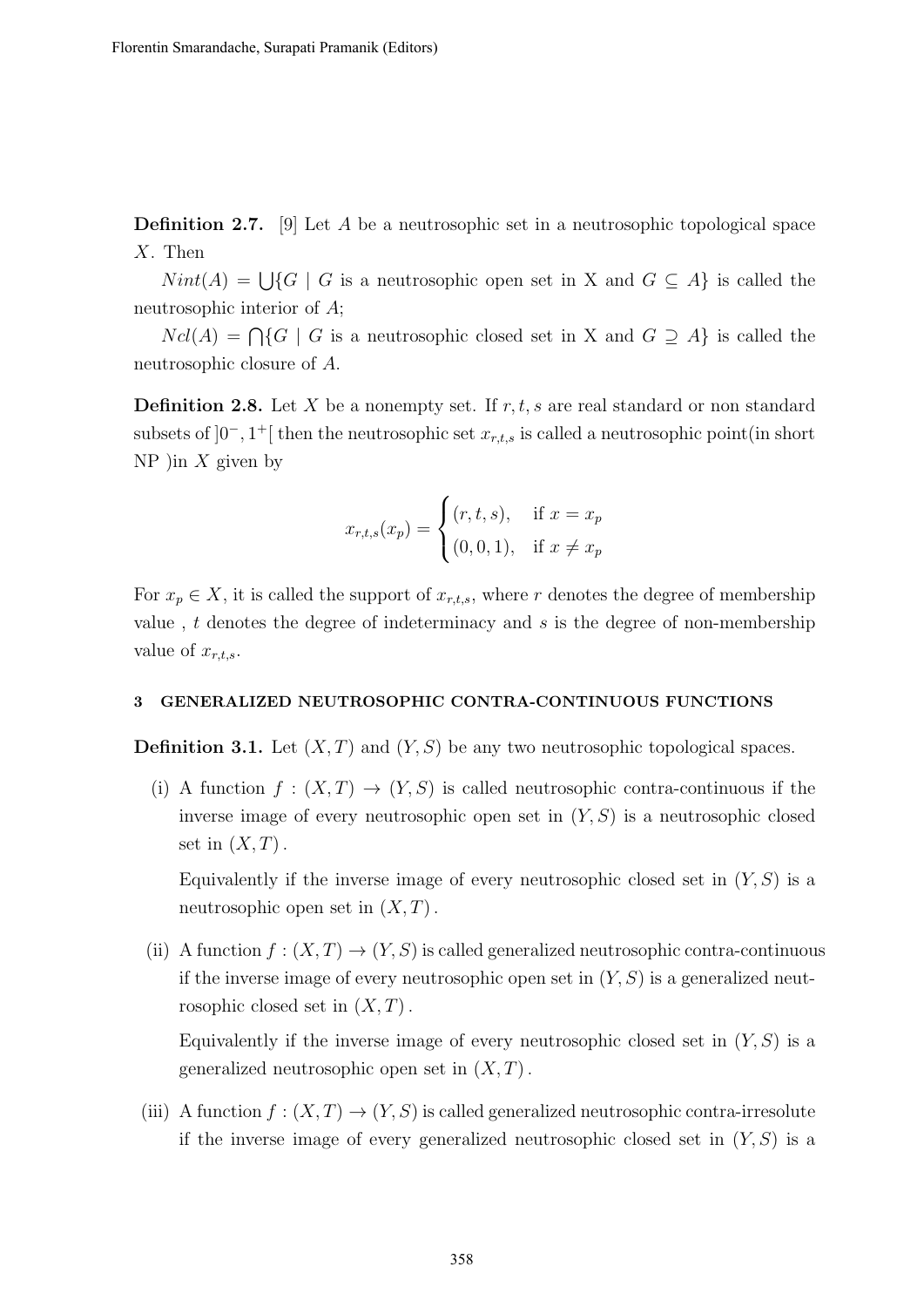**Definition 2.7.** [9] Let $A$ be a neutrosophic set in a neutrosophic topological space $X$. Then

$Nint(A) = \bigcup\{G \mid G$ is a neutrosophic open set in X and $G \subseteq A\}$ is called the neutrosophic interior of $A$;

$Ncl(A) = \bigcap\{G \mid G$ is a neutrosophic closed set in X and $G \supseteq A\}$ is called the neutrosophic closure of $A$.

**Definition 2.8.** Let $X$ be a nonempty set. If $r, t, s$ are real standard or non standard subsets of $]0^-, 1^+[$ then the neutrosophic set $x_{r,t,s}$ is called a neutrosophic point(in short NP )in $X$ given by

$$x_{r,t,s}(x_p) = \begin{cases} (r, t, s), & \text{if } x = x_p \\ (0, 0, 1), & \text{if } x \neq x_p \end{cases}$$

For $x_p \in X$, it is called the support of $x_{r,t,s}$, where $r$ denotes the degree of membership value , $t$ denotes the degree of indeterminacy and $s$ is the degree of non-membership value of $x_{r,t,s}$.

### 3 GENERALIZED NEUTROSOPHIC CONTRA-CONTINUOUS FUNCTIONS

**Definition 3.1.** Let $(X, T)$ and $(Y, S)$ be any two neutrosophic topological spaces.

(i) A function $f : (X, T) \to (Y, S)$ is called neutrosophic contra-continuous if the inverse image of every neutrosophic open set in $(Y, S)$ is a neutrosophic closed set in $(X, T)$.

Equivalently if the inverse image of every neutrosophic closed set in $(Y, S)$ is a neutrosophic open set in $(X, T)$.

(ii) A function $f : (X, T) \to (Y, S)$ is called generalized neutrosophic contra-continuous if the inverse image of every neutrosophic open set in $(Y, S)$ is a generalized neutrosophic closed set in $(X, T)$.

Equivalently if the inverse image of every neutrosophic closed set in $(Y, S)$ is a generalized neutrosophic open set in $(X, T)$.

(iii) A function $f : (X, T) \to (Y, S)$ is called generalized neutrosophic contra-irresolute if the inverse image of every generalized neutrosophic closed set in $(Y, S)$ is a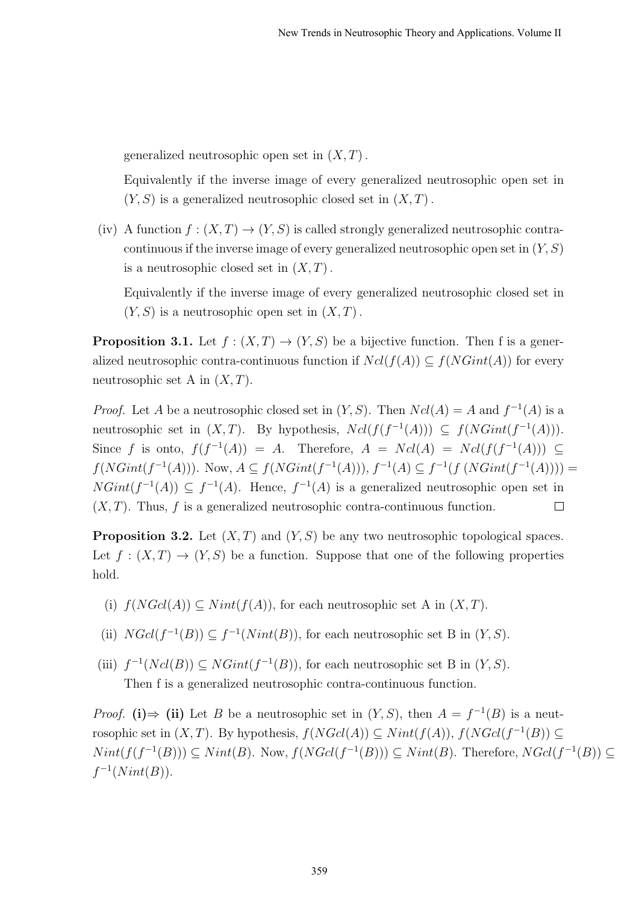generalized neutrosophic open set in $(X, T)$.

Equivalently if the inverse image of every generalized neutrosophic open set in $(Y, S)$ is a generalized neutrosophic closed set in $(X, T)$.

(iv) A function $f : (X, T) \rightarrow (Y, S)$ is called strongly generalized neutrosophic contra-continuous if the inverse image of every generalized neutrosophic open set in $(Y, S)$ is a neutrosophic closed set in $(X, T)$.

Equivalently if the inverse image of every generalized neutrosophic closed set in $(Y, S)$ is a neutrosophic open set in $(X, T)$.

**Proposition 3.1.** Let $f : (X, T) \rightarrow (Y, S)$ be a bijective function. Then f is a generalized neutrosophic contra-continuous function if $Ncl(f(A)) \subseteq f(NGint(A))$ for every neutrosophic set A in $(X, T)$.

*Proof.* Let $A$ be a neutrosophic closed set in $(Y, S)$. Then $Ncl(A) = A$ and $f^{-1}(A)$ is a neutrosophic set in $(X, T)$. By hypothesis, $Ncl(f(f^{-1}(A))) \subseteq f(NGint(f^{-1}(A)))$. Since $f$ is onto, $f(f^{-1}(A)) = A$. Therefore, $A = Ncl(A) = Ncl(f(f^{-1}(A))) \subseteq f(NGint(f^{-1}(A)))$. Now, $A \subseteq f(NGint(f^{-1}(A)))$, $f^{-1}(A) \subseteq f^{-1}(f\,(NGint(f^{-1}(A)))) = NGint(f^{-1}(A)) \subseteq f^{-1}(A)$. Hence, $f^{-1}(A)$ is a generalized neutrosophic open set in $(X, T)$. Thus, $f$ is a generalized neutrosophic contra-continuous function. □

**Proposition 3.2.** Let $(X, T)$ and $(Y, S)$ be any two neutrosophic topological spaces. Let $f : (X, T) \rightarrow (Y, S)$ be a function. Suppose that one of the following properties hold.

(i) $f(NGcl(A)) \subseteq Nint(f(A))$, for each neutrosophic set A in $(X, T)$.

(ii) $NGcl(f^{-1}(B)) \subseteq f^{-1}(Nint(B))$, for each neutrosophic set B in $(Y, S)$.

(iii) $f^{-1}(Ncl(B)) \subseteq NGint(f^{-1}(B))$, for each neutrosophic set B in $(Y, S)$.

Then f is a generalized neutrosophic contra-continuous function.

*Proof.* **(i)⇒ (ii)** Let $B$ be a neutrosophic set in $(Y, S)$, then $A = f^{-1}(B)$ is a neutrosophic set in $(X, T)$. By hypothesis, $f(NGcl(A)) \subseteq Nint(f(A))$, $f(NGcl(f^{-1}(B)) \subseteq Nint(f(f^{-1}(B))) \subseteq Nint(B)$. Now, $f(NGcl(f^{-1}(B))) \subseteq Nint(B)$. Therefore, $NGcl(f^{-1}(B)) \subseteq f^{-1}(Nint(B))$.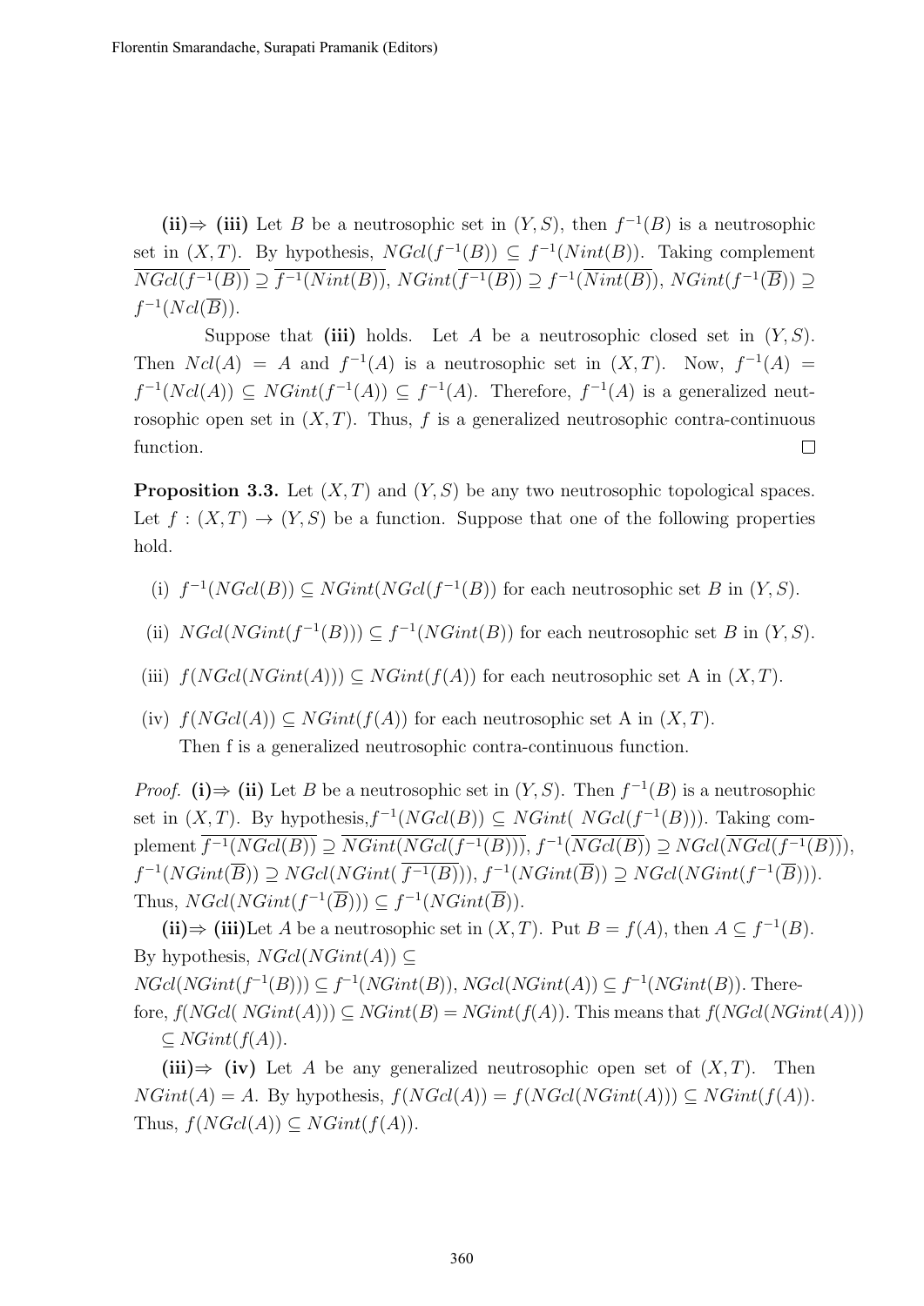**(ii)⇒ (iii)** Let $B$ be a neutrosophic set in $(Y, S)$, then $f^{-1}(B)$ is a neutrosophic set in $(X, T)$. By hypothesis, $NGcl(f^{-1}(B)) \subseteq f^{-1}(Nint(B))$. Taking complement $\overline{NGcl(f^{-1}(B))} \supseteq \overline{f^{-1}(Nint(B))}$, $NGint(\overline{f^{-1}(B)}) \supseteq f^{-1}(\overline{Nint(B)})$, $NGint(f^{-1}(\overline{B})) \supseteq f^{-1}(Ncl(\overline{B}))$.

Suppose that **(iii)** holds. Let $A$ be a neutrosophic closed set in $(Y, S)$. Then $Ncl(A) = A$ and $f^{-1}(A)$ is a neutrosophic set in $(X, T)$. Now, $f^{-1}(A) = f^{-1}(Ncl(A)) \subseteq NGint(f^{-1}(A)) \subseteq f^{-1}(A)$. Therefore, $f^{-1}(A)$ is a generalized neutrosophic open set in $(X, T)$. Thus, $f$ is a generalized neutrosophic contra-continuous function. □

**Proposition 3.3.** Let $(X, T)$ and $(Y, S)$ be any two neutrosophic topological spaces. Let $f : (X, T) \to (Y, S)$ be a function. Suppose that one of the following properties hold.

(i) $f^{-1}(NGcl(B)) \subseteq NGint(NGcl(f^{-1}(B))$ for each neutrosophic set $B$ in $(Y, S)$.

(ii) $NGcl(NGint(f^{-1}(B))) \subseteq f^{-1}(NGint(B))$ for each neutrosophic set $B$ in $(Y, S)$.

(iii) $f(NGcl(NGint(A))) \subseteq NGint(f(A))$ for each neutrosophic set A in $(X, T)$.

(iv) $f(NGcl(A)) \subseteq NGint(f(A))$ for each neutrosophic set A in $(X, T)$.

Then f is a generalized neutrosophic contra-continuous function.

*Proof.* **(i)⇒ (ii)** Let $B$ be a neutrosophic set in $(Y, S)$. Then $f^{-1}(B)$ is a neutrosophic set in $(X, T)$. By hypothesis, $f^{-1}(NGcl(B)) \subseteq NGint(\ NGcl(f^{-1}(B)))$. Taking complement $\overline{f^{-1}(NGcl(B))} \supseteq \overline{NGint(NGcl(f^{-1}(B)))}$, $f^{-1}(\overline{NGcl(B)}) \supseteq NGcl(\overline{NGcl(f^{-1}(B))})$, $f^{-1}(NGint(\overline{B})) \supseteq NGcl(NGint(\ \overline{f^{-1}(B)}))$, $f^{-1}(NGint(\overline{B})) \supseteq NGcl(NGint(f^{-1}(\overline{B})))$. Thus, $NGcl(NGint(f^{-1}(\overline{B}))) \subseteq f^{-1}(NGint(\overline{B}))$.

**(ii)⇒ (iii)**Let $A$ be a neutrosophic set in $(X, T)$. Put $B = f(A)$, then $A \subseteq f^{-1}(B)$. By hypothesis, $NGcl(NGint(A)) \subseteq NGcl(NGint(f^{-1}(B))) \subseteq f^{-1}(NGint(B))$, $NGcl(NGint(A)) \subseteq f^{-1}(NGint(B))$. Therefore, $f(NGcl(\ NGint(A))) \subseteq NGint(B) = NGint(f(A))$. This means that $f(NGcl(NGint(A))) \subseteq NGint(f(A))$.

**(iii)⇒ (iv)** Let $A$ be any generalized neutrosophic open set of $(X, T)$. Then $NGint(A) = A$. By hypothesis, $f(NGcl(A)) = f(NGcl(NGint(A))) \subseteq NGint(f(A))$. Thus, $f(NGcl(A)) \subseteq NGint(f(A))$.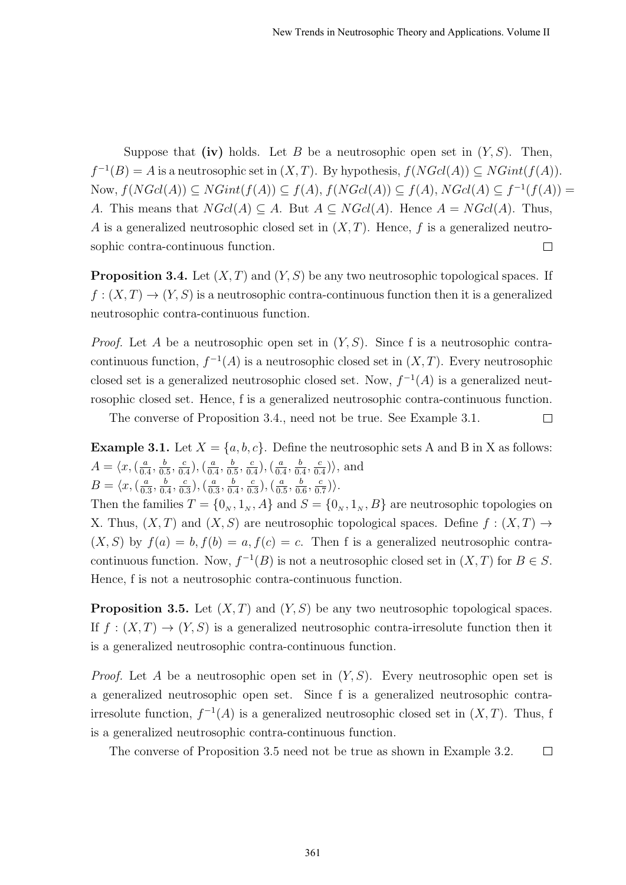Suppose that **(iv)** holds. Let $B$ be a neutrosophic open set in $(Y, S)$. Then, $f^{-1}(B) = A$ is a neutrosophic set in $(X, T)$. By hypothesis, $f(NGcl(A)) \subseteq NGint(f(A))$. Now, $f(NGcl(A)) \subseteq NGint(f(A)) \subseteq f(A)$, $f(NGcl(A)) \subseteq f(A)$, $NGcl(A) \subseteq f^{-1}(f(A)) = A$. This means that $NGcl(A) \subseteq A$. But $A \subseteq NGcl(A)$. Hence $A = NGcl(A)$. Thus, $A$ is a generalized neutrosophic closed set in $(X, T)$. Hence, $f$ is a generalized neutrosophic contra-continuous function. □

**Proposition 3.4.** Let $(X, T)$ and $(Y, S)$ be any two neutrosophic topological spaces. If $f : (X, T) \to (Y, S)$ is a neutrosophic contra-continuous function then it is a generalized neutrosophic contra-continuous function.

*Proof.* Let $A$ be a neutrosophic open set in $(Y, S)$. Since f is a neutrosophic contra-continuous function, $f^{-1}(A)$ is a neutrosophic closed set in $(X, T)$. Every neutrosophic closed set is a generalized neutrosophic closed set. Now, $f^{-1}(A)$ is a generalized neutrosophic closed set. Hence, f is a generalized neutrosophic contra-continuous function.

The converse of Proposition 3.4., need not be true. See Example 3.1. □

**Example 3.1.** Let $X = \{a, b, c\}$. Define the neutrosophic sets A and B in X as follows:
$A = \langle x, (\frac{a}{0.4}, \frac{b}{0.5}, \frac{c}{0.4}), (\frac{a}{0.4}, \frac{b}{0.5}, \frac{c}{0.4}), (\frac{a}{0.4}, \frac{b}{0.4}, \frac{c}{0.4})\rangle$, and
$B = \langle x, (\frac{a}{0.3}, \frac{b}{0.4}, \frac{c}{0.3}), (\frac{a}{0.3}, \frac{b}{0.4}, \frac{c}{0.3}), (\frac{a}{0.5}, \frac{b}{0.6}, \frac{c}{0.7})\rangle$.
Then the families $T = \{0_N, 1_N, A\}$ and $S = \{0_N, 1_N, B\}$ are neutrosophic topologies on X. Thus, $(X, T)$ and $(X, S)$ are neutrosophic topological spaces. Define $f : (X, T) \to (X, S)$ by $f(a) = b, f(b) = a, f(c) = c$. Then f is a generalized neutrosophic contra-continuous function. Now, $f^{-1}(B)$ is not a neutrosophic closed set in $(X, T)$ for $B \in S$. Hence, f is not a neutrosophic contra-continuous function.

**Proposition 3.5.** Let $(X, T)$ and $(Y, S)$ be any two neutrosophic topological spaces. If $f : (X, T) \to (Y, S)$ is a generalized neutrosophic contra-irresolute function then it is a generalized neutrosophic contra-continuous function.

*Proof.* Let $A$ be a neutrosophic open set in $(Y, S)$. Every neutrosophic open set is a generalized neutrosophic open set. Since f is a generalized neutrosophic contra-irresolute function, $f^{-1}(A)$ is a generalized neutrosophic closed set in $(X, T)$. Thus, f is a generalized neutrosophic contra-continuous function.

The converse of Proposition 3.5 need not be true as shown in Example 3.2. □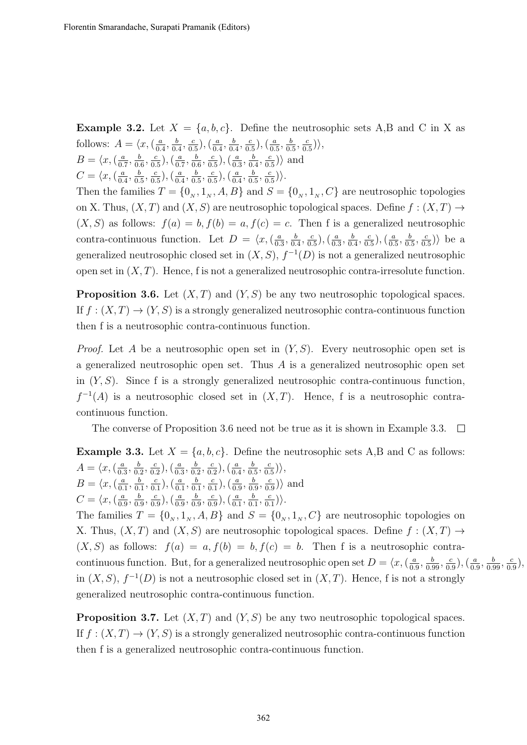**Example 3.2.** Let $X = \{a, b, c\}$. Define the neutrosophic sets A,B and C in X as follows: $A = \langle x, (\frac{a}{0.4}, \frac{b}{0.4}, \frac{c}{0.5}), (\frac{a}{0.4}, \frac{b}{0.4}, \frac{c}{0.5}), (\frac{a}{0.5}, \frac{b}{0.5}, \frac{c}{0.5}) \rangle$,
$B = \langle x, (\frac{a}{0.7}, \frac{b}{0.6}, \frac{c}{0.5}), (\frac{a}{0.7}, \frac{b}{0.6}, \frac{c}{0.5}), (\frac{a}{0.3}, \frac{b}{0.4}, \frac{c}{0.5}) \rangle$ and
$C = \langle x, (\frac{a}{0.4}, \frac{b}{0.5}, \frac{c}{0.5}), (\frac{a}{0.4}, \frac{b}{0.5}, \frac{c}{0.5}), (\frac{a}{0.4}, \frac{b}{0.5}, \frac{c}{0.5}) \rangle$.
Then the families $T = \{0_N, 1_N, A, B\}$ and $S = \{0_N, 1_N, C\}$ are neutrosophic topologies on X. Thus, $(X, T)$ and $(X, S)$ are neutrosophic topological spaces. Define $f : (X, T) \rightarrow (X, S)$ as follows: $f(a) = b, f(b) = a, f(c) = c$. Then f is a generalized neutrosophic contra-continuous function. Let $D = \langle x, (\frac{a}{0.3}, \frac{b}{0.4}, \frac{c}{0.5}), (\frac{a}{0.3}, \frac{b}{0.4}, \frac{c}{0.5}), (\frac{a}{0.5}, \frac{b}{0.5}, \frac{c}{0.5}) \rangle$ be a generalized neutrosophic closed set in $(X, S)$, $f^{-1}(D)$ is not a generalized neutrosophic open set in $(X, T)$. Hence, f is not a generalized neutrosophic contra-irresolute function.

**Proposition 3.6.** Let $(X, T)$ and $(Y, S)$ be any two neutrosophic topological spaces. If $f : (X, T) \rightarrow (Y, S)$ is a strongly generalized neutrosophic contra-continuous function then f is a neutrosophic contra-continuous function.

*Proof.* Let $A$ be a neutrosophic open set in $(Y, S)$. Every neutrosophic open set is a generalized neutrosophic open set. Thus $A$ is a generalized neutrosophic open set in $(Y, S)$. Since f is a strongly generalized neutrosophic contra-continuous function, $f^{-1}(A)$ is a neutrosophic closed set in $(X, T)$. Hence, f is a neutrosophic contra-continuous function.

The converse of Proposition 3.6 need not be true as it is shown in Example 3.3. □

**Example 3.3.** Let $X = \{a, b, c\}$. Define the neutrosophic sets A,B and C as follows:
$A = \langle x, (\frac{a}{0.3}, \frac{b}{0.2}, \frac{c}{0.2}), (\frac{a}{0.3}, \frac{b}{0.2}, \frac{c}{0.2}), (\frac{a}{0.4}, \frac{b}{0.5}, \frac{c}{0.5}) \rangle$,
$B = \langle x, (\frac{a}{0.1}, \frac{b}{0.1}, \frac{c}{0.1}), (\frac{a}{0.1}, \frac{b}{0.1}, \frac{c}{0.1}), (\frac{a}{0.9}, \frac{b}{0.9}, \frac{c}{0.9}) \rangle$ and
$C = \langle x, (\frac{a}{0.9}, \frac{b}{0.9}, \frac{c}{0.9}), (\frac{a}{0.9}, \frac{b}{0.9}, \frac{c}{0.9}), (\frac{a}{0.1}, \frac{b}{0.1}, \frac{c}{0.1}) \rangle$.
The families $T = \{0_N, 1_N, A, B\}$ and $S = \{0_N, 1_N, C\}$ are neutrosophic topologies on X. Thus, $(X, T)$ and $(X, S)$ are neutrosophic topological spaces. Define $f : (X, T) \rightarrow (X, S)$ as follows: $f(a) = a, f(b) = b, f(c) = b$. Then f is a neutrosophic contra-continuous function. But, for a generalized neutrosophic open set $D = \langle x, (\frac{a}{0.9}, \frac{b}{0.99}, \frac{c}{0.9}), (\frac{a}{0.9}, \frac{b}{0.99}, \frac{c}{0.9}),$ in $(X, S)$, $f^{-1}(D)$ is not a neutrosophic closed set in $(X, T)$. Hence, f is not a strongly generalized neutrosophic contra-continuous function.

**Proposition 3.7.** Let $(X, T)$ and $(Y, S)$ be any two neutrosophic topological spaces. If $f : (X, T) \rightarrow (Y, S)$ is a strongly generalized neutrosophic contra-continuous function then f is a generalized neutrosophic contra-continuous function.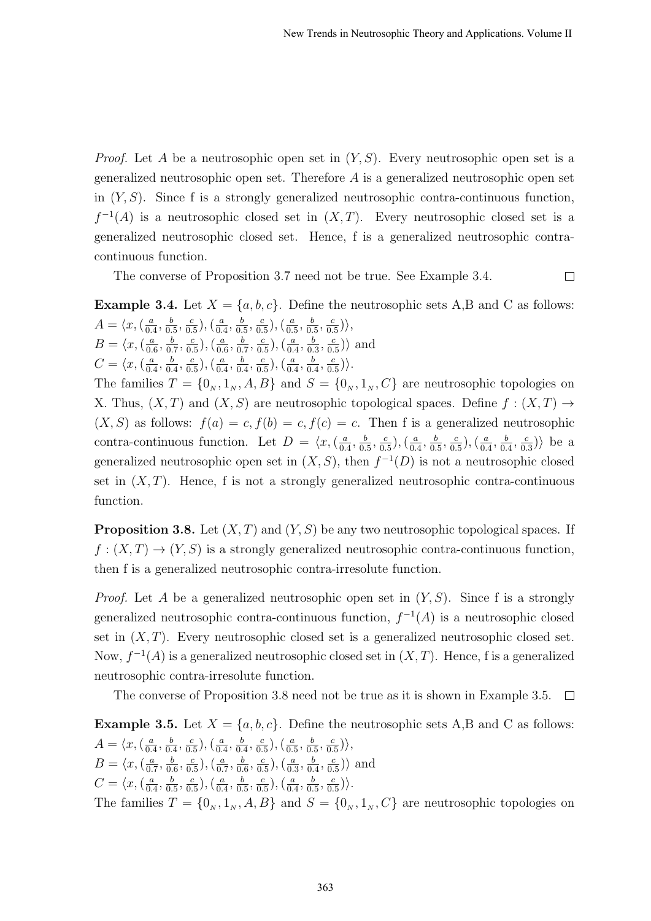*Proof.* Let $A$ be a neutrosophic open set in $(Y, S)$. Every neutrosophic open set is a generalized neutrosophic open set. Therefore $A$ is a generalized neutrosophic open set in $(Y, S)$. Since f is a strongly generalized neutrosophic contra-continuous function, $f^{-1}(A)$ is a neutrosophic closed set in $(X, T)$. Every neutrosophic closed set is a generalized neutrosophic closed set. Hence, f is a generalized neutrosophic contra-continuous function.

The converse of Proposition 3.7 need not be true. See Example 3.4. □

**Example 3.4.** Let $X = \{a, b, c\}$. Define the neutrosophic sets A,B and C as follows:
$A = \langle x, (\frac{a}{0.4}, \frac{b}{0.5}, \frac{c}{0.5}), (\frac{a}{0.4}, \frac{b}{0.5}, \frac{c}{0.5}), (\frac{a}{0.5}, \frac{b}{0.5}, \frac{c}{0.5})\rangle$,
$B = \langle x, (\frac{a}{0.6}, \frac{b}{0.7}, \frac{c}{0.5}), (\frac{a}{0.6}, \frac{b}{0.7}, \frac{c}{0.5}), (\frac{a}{0.4}, \frac{b}{0.3}, \frac{c}{0.5})\rangle$ and
$C = \langle x, (\frac{a}{0.4}, \frac{b}{0.4}, \frac{c}{0.5}), (\frac{a}{0.4}, \frac{b}{0.4}, \frac{c}{0.5}), (\frac{a}{0.4}, \frac{b}{0.4}, \frac{c}{0.5})\rangle$.
The families $T = \{0_N, 1_N, A, B\}$ and $S = \{0_N, 1_N, C\}$ are neutrosophic topologies on X. Thus, $(X, T)$ and $(X, S)$ are neutrosophic topological spaces. Define $f : (X, T) \to (X, S)$ as follows: $f(a) = c, f(b) = c, f(c) = c$. Then f is a generalized neutrosophic contra-continuous function. Let $D = \langle x, (\frac{a}{0.4}, \frac{b}{0.5}, \frac{c}{0.5}), (\frac{a}{0.4}, \frac{b}{0.5}, \frac{c}{0.5}), (\frac{a}{0.4}, \frac{b}{0.4}, \frac{c}{0.3})\rangle$ be a generalized neutrosophic open set in $(X, S)$, then $f^{-1}(D)$ is not a neutrosophic closed set in $(X, T)$. Hence, f is not a strongly generalized neutrosophic contra-continuous function.

**Proposition 3.8.** Let $(X, T)$ and $(Y, S)$ be any two neutrosophic topological spaces. If $f : (X, T) \to (Y, S)$ is a strongly generalized neutrosophic contra-continuous function, then f is a generalized neutrosophic contra-irresolute function.

*Proof.* Let $A$ be a generalized neutrosophic open set in $(Y, S)$. Since f is a strongly generalized neutrosophic contra-continuous function, $f^{-1}(A)$ is a neutrosophic closed set in $(X, T)$. Every neutrosophic closed set is a generalized neutrosophic closed set. Now, $f^{-1}(A)$ is a generalized neutrosophic closed set in $(X, T)$. Hence, f is a generalized neutrosophic contra-irresolute function.

The converse of Proposition 3.8 need not be true as it is shown in Example 3.5. □

**Example 3.5.** Let $X = \{a, b, c\}$. Define the neutrosophic sets A,B and C as follows:
$A = \langle x, (\frac{a}{0.4}, \frac{b}{0.4}, \frac{c}{0.5}), (\frac{a}{0.4}, \frac{b}{0.4}, \frac{c}{0.5}), (\frac{a}{0.5}, \frac{b}{0.5}, \frac{c}{0.5})\rangle$,
$B = \langle x, (\frac{a}{0.7}, \frac{b}{0.6}, \frac{c}{0.5}), (\frac{a}{0.7}, \frac{b}{0.6}, \frac{c}{0.5}), (\frac{a}{0.3}, \frac{b}{0.4}, \frac{c}{0.5})\rangle$ and
$C = \langle x, (\frac{a}{0.4}, \frac{b}{0.5}, \frac{c}{0.5}), (\frac{a}{0.4}, \frac{b}{0.5}, \frac{c}{0.5}), (\frac{a}{0.4}, \frac{b}{0.5}, \frac{c}{0.5})\rangle$.
The families $T = \{0_N, 1_N, A, B\}$ and $S = \{0_N, 1_N, C\}$ are neutrosophic topologies on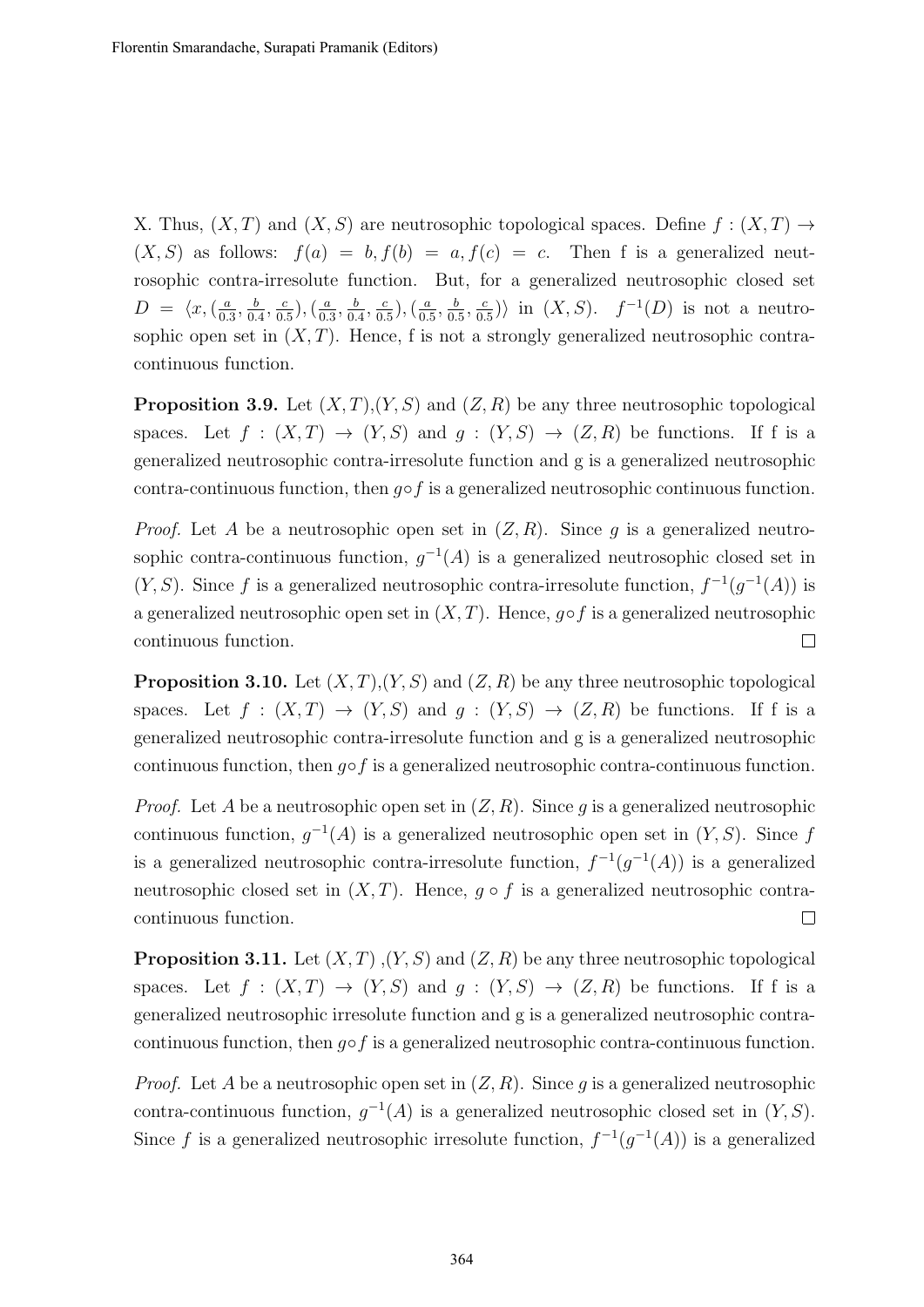X. Thus, $(X, T)$ and $(X, S)$ are neutrosophic topological spaces. Define $f : (X, T) \rightarrow (X, S)$ as follows: $f(a) = b, f(b) = a, f(c) = c$. Then f is a generalized neutrosophic contra-irresolute function. But, for a generalized neutrosophic closed set $D = \langle x, (\frac{a}{0.3}, \frac{b}{0.4}, \frac{c}{0.5}), (\frac{a}{0.3}, \frac{b}{0.4}, \frac{c}{0.5}), (\frac{a}{0.5}, \frac{b}{0.5}, \frac{c}{0.5}) \rangle$ in $(X, S)$. $f^{-1}(D)$ is not a neutrosophic open set in $(X, T)$. Hence, f is not a strongly generalized neutrosophic contra-continuous function.

**Proposition 3.9.** Let $(X, T)$,$(Y, S)$ and $(Z, R)$ be any three neutrosophic topological spaces. Let $f : (X, T) \rightarrow (Y, S)$ and $g : (Y, S) \rightarrow (Z, R)$ be functions. If f is a generalized neutrosophic contra-irresolute function and g is a generalized neutrosophic contra-continuous function, then $g \circ f$ is a generalized neutrosophic continuous function.

*Proof.* Let $A$ be a neutrosophic open set in $(Z, R)$. Since $g$ is a generalized neutrosophic contra-continuous function, $g^{-1}(A)$ is a generalized neutrosophic closed set in $(Y, S)$. Since $f$ is a generalized neutrosophic contra-irresolute function, $f^{-1}(g^{-1}(A))$ is a generalized neutrosophic open set in $(X, T)$. Hence, $g \circ f$ is a generalized neutrosophic continuous function. □

**Proposition 3.10.** Let $(X, T)$,$(Y, S)$ and $(Z, R)$ be any three neutrosophic topological spaces. Let $f : (X, T) \rightarrow (Y, S)$ and $g : (Y, S) \rightarrow (Z, R)$ be functions. If f is a generalized neutrosophic contra-irresolute function and g is a generalized neutrosophic continuous function, then $g \circ f$ is a generalized neutrosophic contra-continuous function.

*Proof.* Let $A$ be a neutrosophic open set in $(Z, R)$. Since $g$ is a generalized neutrosophic continuous function, $g^{-1}(A)$ is a generalized neutrosophic open set in $(Y, S)$. Since $f$ is a generalized neutrosophic contra-irresolute function, $f^{-1}(g^{-1}(A))$ is a generalized neutrosophic closed set in $(X, T)$. Hence, $g \circ f$ is a generalized neutrosophic contra-continuous function. □

**Proposition 3.11.** Let $(X, T)$ ,$(Y, S)$ and $(Z, R)$ be any three neutrosophic topological spaces. Let $f : (X, T) \rightarrow (Y, S)$ and $g : (Y, S) \rightarrow (Z, R)$ be functions. If f is a generalized neutrosophic irresolute function and g is a generalized neutrosophic contra-continuous function, then $g \circ f$ is a generalized neutrosophic contra-continuous function.

*Proof.* Let $A$ be a neutrosophic open set in $(Z, R)$. Since $g$ is a generalized neutrosophic contra-continuous function, $g^{-1}(A)$ is a generalized neutrosophic closed set in $(Y, S)$. Since $f$ is a generalized neutrosophic irresolute function, $f^{-1}(g^{-1}(A))$ is a generalized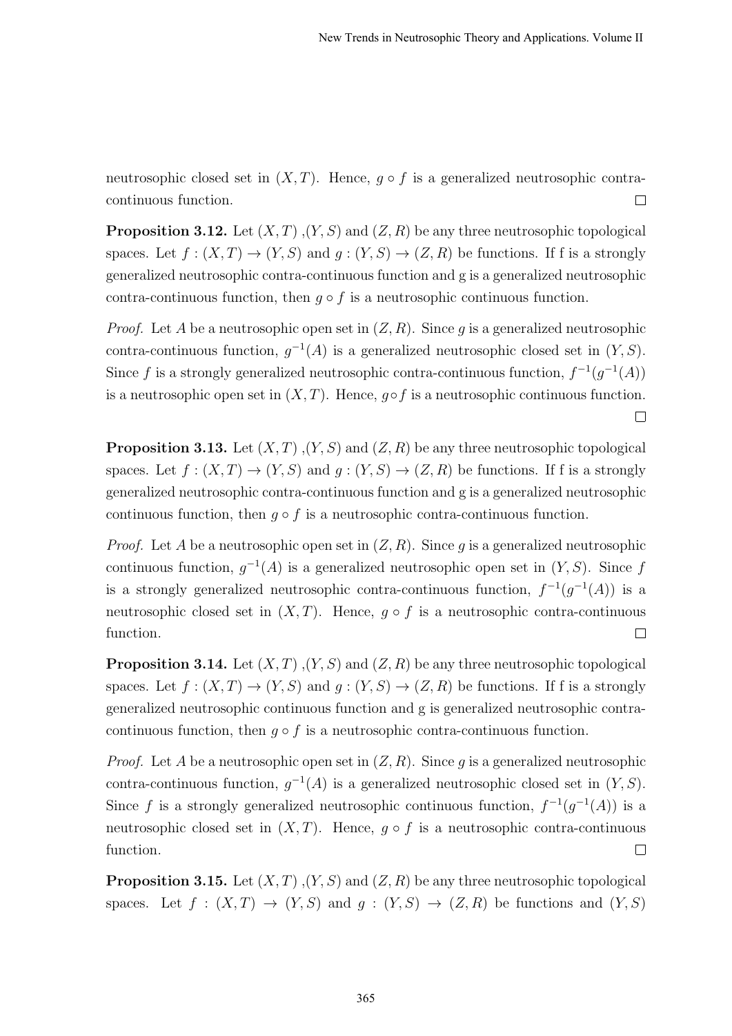neutrosophic closed set in $(X, T)$. Hence, $g \circ f$ is a generalized neutrosophic contra-continuous function. □

**Proposition 3.12.** Let $(X, T)$ ,$(Y, S)$ and $(Z, R)$ be any three neutrosophic topological spaces. Let $f : (X, T) \to (Y, S)$ and $g : (Y, S) \to (Z, R)$ be functions. If f is a strongly generalized neutrosophic contra-continuous function and g is a generalized neutrosophic contra-continuous function, then $g \circ f$ is a neutrosophic continuous function.

*Proof.* Let $A$ be a neutrosophic open set in $(Z, R)$. Since $g$ is a generalized neutrosophic contra-continuous function, $g^{-1}(A)$ is a generalized neutrosophic closed set in $(Y, S)$. Since $f$ is a strongly generalized neutrosophic contra-continuous function, $f^{-1}(g^{-1}(A))$ is a neutrosophic open set in $(X, T)$. Hence, $g \circ f$ is a neutrosophic continuous function. □

**Proposition 3.13.** Let $(X, T)$ ,$(Y, S)$ and $(Z, R)$ be any three neutrosophic topological spaces. Let $f : (X, T) \to (Y, S)$ and $g : (Y, S) \to (Z, R)$ be functions. If f is a strongly generalized neutrosophic contra-continuous function and g is a generalized neutrosophic continuous function, then $g \circ f$ is a neutrosophic contra-continuous function.

*Proof.* Let $A$ be a neutrosophic open set in $(Z, R)$. Since $g$ is a generalized neutrosophic continuous function, $g^{-1}(A)$ is a generalized neutrosophic open set in $(Y, S)$. Since $f$ is a strongly generalized neutrosophic contra-continuous function, $f^{-1}(g^{-1}(A))$ is a neutrosophic closed set in $(X, T)$. Hence, $g \circ f$ is a neutrosophic contra-continuous function. □

**Proposition 3.14.** Let $(X, T)$ ,$(Y, S)$ and $(Z, R)$ be any three neutrosophic topological spaces. Let $f : (X, T) \to (Y, S)$ and $g : (Y, S) \to (Z, R)$ be functions. If f is a strongly generalized neutrosophic continuous function and g is generalized neutrosophic contra-continuous function, then $g \circ f$ is a neutrosophic contra-continuous function.

*Proof.* Let $A$ be a neutrosophic open set in $(Z, R)$. Since $g$ is a generalized neutrosophic contra-continuous function, $g^{-1}(A)$ is a generalized neutrosophic closed set in $(Y, S)$. Since $f$ is a strongly generalized neutrosophic continuous function, $f^{-1}(g^{-1}(A))$ is a neutrosophic closed set in $(X, T)$. Hence, $g \circ f$ is a neutrosophic contra-continuous function. □

**Proposition 3.15.** Let $(X, T)$ ,$(Y, S)$ and $(Z, R)$ be any three neutrosophic topological spaces. Let $f : (X, T) \to (Y, S)$ and $g : (Y, S) \to (Z, R)$ be functions and $(Y, S)$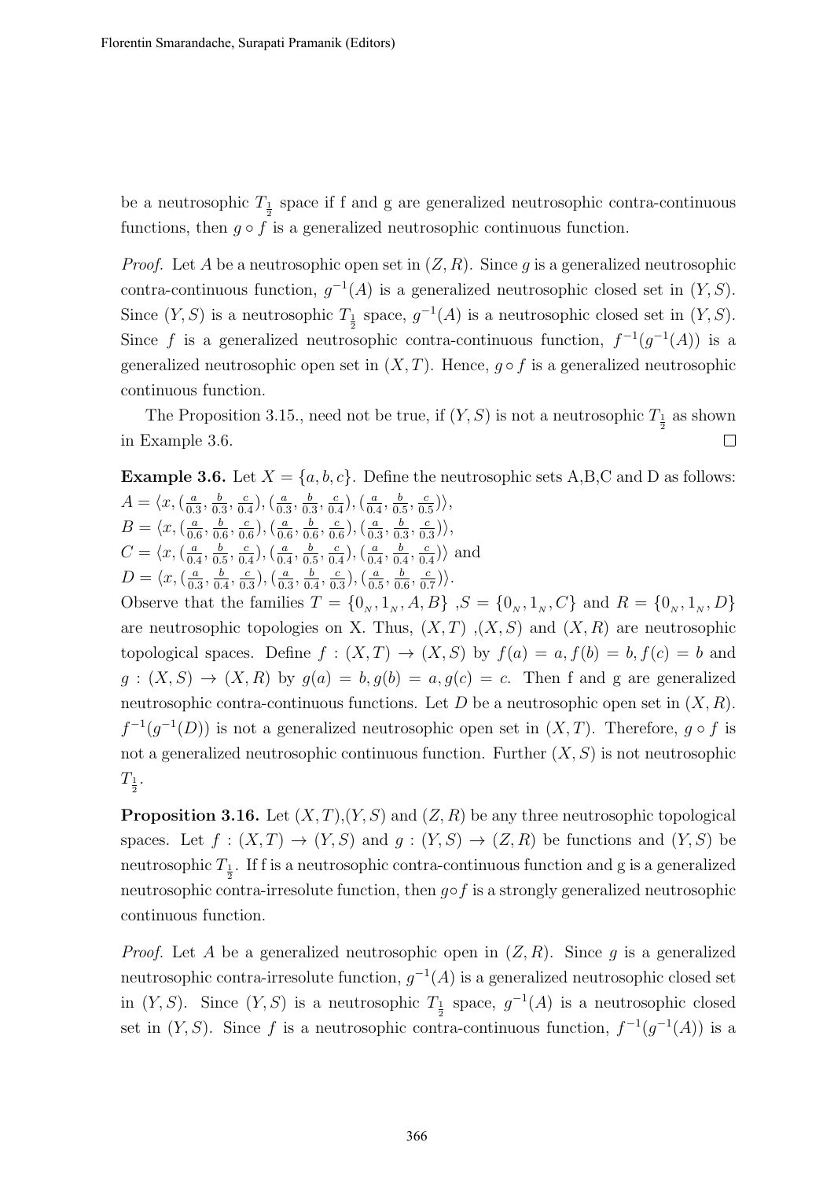be a neutrosophic $T_{\frac{1}{2}}$ space if f and g are generalized neutrosophic contra-continuous functions, then $g \circ f$ is a generalized neutrosophic continuous function.

*Proof.* Let $A$ be a neutrosophic open set in $(Z, R)$. Since $g$ is a generalized neutrosophic contra-continuous function, $g^{-1}(A)$ is a generalized neutrosophic closed set in $(Y, S)$. Since $(Y, S)$ is a neutrosophic $T_{\frac{1}{2}}$ space, $g^{-1}(A)$ is a neutrosophic closed set in $(Y, S)$. Since $f$ is a generalized neutrosophic contra-continuous function, $f^{-1}(g^{-1}(A))$ is a generalized neutrosophic open set in $(X, T)$. Hence, $g \circ f$ is a generalized neutrosophic continuous function.

The Proposition 3.15., need not be true, if $(Y, S)$ is not a neutrosophic $T_{\frac{1}{2}}$ as shown in Example 3.6. □

**Example 3.6.** Let $X = \{a, b, c\}$. Define the neutrosophic sets A,B,C and D as follows:
$A = \langle x, (\frac{a}{0.3}, \frac{b}{0.3}, \frac{c}{0.4}), (\frac{a}{0.3}, \frac{b}{0.3}, \frac{c}{0.4}), (\frac{a}{0.4}, \frac{b}{0.5}, \frac{c}{0.5})\rangle$,
$B = \langle x, (\frac{a}{0.6}, \frac{b}{0.6}, \frac{c}{0.6}), (\frac{a}{0.6}, \frac{b}{0.6}, \frac{c}{0.6}), (\frac{a}{0.3}, \frac{b}{0.3}, \frac{c}{0.3})\rangle$,
$C = \langle x, (\frac{a}{0.4}, \frac{b}{0.5}, \frac{c}{0.4}), (\frac{a}{0.4}, \frac{b}{0.5}, \frac{c}{0.4}), (\frac{a}{0.4}, \frac{b}{0.4}, \frac{c}{0.4})\rangle$ and
$D = \langle x, (\frac{a}{0.3}, \frac{b}{0.4}, \frac{c}{0.3}), (\frac{a}{0.3}, \frac{b}{0.4}, \frac{c}{0.3}), (\frac{a}{0.5}, \frac{b}{0.6}, \frac{c}{0.7})\rangle$.
Observe that the families $T = \{0_N, 1_N, A, B\}$ ,$S = \{0_N, 1_N, C\}$ and $R = \{0_N, 1_N, D\}$ are neutrosophic topologies on X. Thus, $(X, T)$ ,$(X, S)$ and $(X, R)$ are neutrosophic topological spaces. Define $f : (X, T) \to (X, S)$ by $f(a) = a, f(b) = b, f(c) = b$ and $g : (X, S) \to (X, R)$ by $g(a) = b, g(b) = a, g(c) = c$. Then f and g are generalized neutrosophic contra-continuous functions. Let $D$ be a neutrosophic open set in $(X, R)$. $f^{-1}(g^{-1}(D))$ is not a generalized neutrosophic open set in $(X, T)$. Therefore, $g \circ f$ is not a generalized neutrosophic continuous function. Further $(X, S)$ is not neutrosophic $T_{\frac{1}{2}}$.

**Proposition 3.16.** Let $(X, T)$,$(Y, S)$ and $(Z, R)$ be any three neutrosophic topological spaces. Let $f : (X, T) \to (Y, S)$ and $g : (Y, S) \to (Z, R)$ be functions and $(Y, S)$ be neutrosophic $T_{\frac{1}{2}}$. If f is a neutrosophic contra-continuous function and g is a generalized neutrosophic contra-irresolute function, then $g \circ f$ is a strongly generalized neutrosophic continuous function.

*Proof.* Let $A$ be a generalized neutrosophic open in $(Z, R)$. Since $g$ is a generalized neutrosophic contra-irresolute function, $g^{-1}(A)$ is a generalized neutrosophic closed set in $(Y, S)$. Since $(Y, S)$ is a neutrosophic $T_{\frac{1}{2}}$ space, $g^{-1}(A)$ is a neutrosophic closed set in $(Y, S)$. Since $f$ is a neutrosophic contra-continuous function, $f^{-1}(g^{-1}(A))$ is a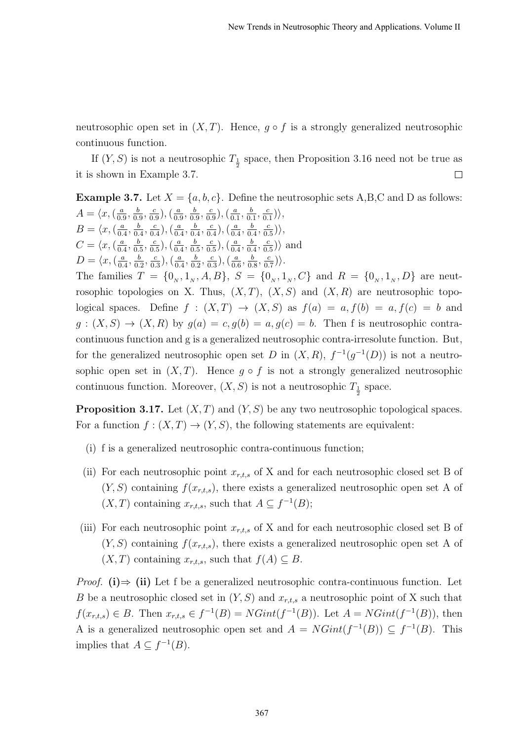neutrosophic open set in $(X, T)$. Hence, $g \circ f$ is a strongly generalized neutrosophic continuous function.

If $(Y, S)$ is not a neutrosophic $T_{\frac{1}{2}}$ space, then Proposition 3.16 need not be true as it is shown in Example 3.7. $\square$

**Example 3.7.** Let $X = \{a, b, c\}$. Define the neutrosophic sets A,B,C and D as follows:
$A = \langle x, (\frac{a}{0.9}, \frac{b}{0.9}, \frac{c}{0.9}), (\frac{a}{0.9}, \frac{b}{0.9}, \frac{c}{0.9}), (\frac{a}{0.1}, \frac{b}{0.1}, \frac{c}{0.1}) \rangle$,
$B = \langle x, (\frac{a}{0.4}, \frac{b}{0.4}, \frac{c}{0.4}), (\frac{a}{0.4}, \frac{b}{0.4}, \frac{c}{0.4}), (\frac{a}{0.4}, \frac{b}{0.4}, \frac{c}{0.5}) \rangle$,
$C = \langle x, (\frac{a}{0.4}, \frac{b}{0.5}, \frac{c}{0.5}), (\frac{a}{0.4}, \frac{b}{0.5}, \frac{c}{0.5}), (\frac{a}{0.4}, \frac{b}{0.4}, \frac{c}{0.5}) \rangle$ and
$D = \langle x, (\frac{a}{0.4}, \frac{b}{0.2}, \frac{c}{0.3}), (\frac{a}{0.4}, \frac{b}{0.2}, \frac{c}{0.3}), (\frac{a}{0.6}, \frac{b}{0.8}, \frac{c}{0.7}) \rangle$.
The families $T = \{0_N, 1_N, A, B\}$, $S = \{0_N, 1_N, C\}$ and $R = \{0_N, 1_N, D\}$ are neutrosophic topologies on X. Thus, $(X, T)$, $(X, S)$ and $(X, R)$ are neutrosophic topological spaces. Define $f : (X, T) \to (X, S)$ as $f(a) = a, f(b) = a, f(c) = b$ and $g : (X, S) \to (X, R)$ by $g(a) = c, g(b) = a, g(c) = b$. Then f is neutrosophic contra-continuous function and g is a generalized neutrosophic contra-irresolute function. But, for the generalized neutrosophic open set $D$ in $(X, R)$, $f^{-1}(g^{-1}(D))$ is not a neutrosophic open set in $(X, T)$. Hence $g \circ f$ is not a strongly generalized neutrosophic continuous function. Moreover, $(X, S)$ is not a neutrosophic $T_{\frac{1}{2}}$ space.

**Proposition 3.17.** Let $(X, T)$ and $(Y, S)$ be any two neutrosophic topological spaces. For a function $f : (X, T) \to (Y, S)$, the following statements are equivalent:

(i) f is a generalized neutrosophic contra-continuous function;

(ii) For each neutrosophic point $x_{r,t,s}$ of X and for each neutrosophic closed set B of $(Y, S)$ containing $f(x_{r,t,s})$, there exists a generalized neutrosophic open set A of $(X, T)$ containing $x_{r,t,s}$, such that $A \subseteq f^{-1}(B)$;

(iii) For each neutrosophic point $x_{r,t,s}$ of X and for each neutrosophic closed set B of $(Y, S)$ containing $f(x_{r,t,s})$, there exists a generalized neutrosophic open set A of $(X, T)$ containing $x_{r,t,s}$, such that $f(A) \subseteq B$.

*Proof.* **(i)⇒ (ii)** Let f be a generalized neutrosophic contra-continuous function. Let $B$ be a neutrosophic closed set in $(Y, S)$ and $x_{r,t,s}$ a neutrosophic point of X such that $f(x_{r,t,s}) \in B$. Then $x_{r,t,s} \in f^{-1}(B) = NGint(f^{-1}(B))$. Let $A = NGint(f^{-1}(B))$, then A is a generalized neutrosophic open set and $A = NGint(f^{-1}(B)) \subseteq f^{-1}(B)$. This implies that $A \subseteq f^{-1}(B)$.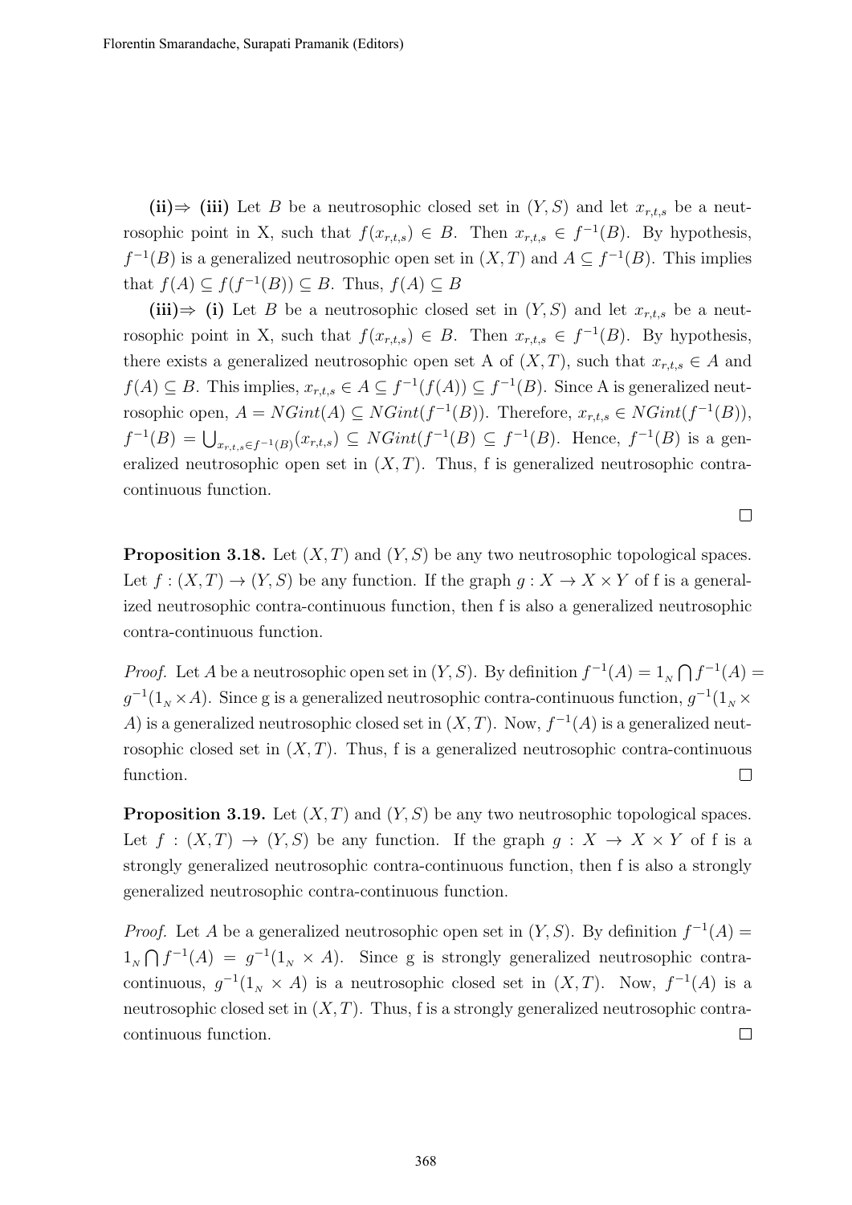**(ii)⇒ (iii)** Let $B$ be a neutrosophic closed set in $(Y, S)$ and let $x_{r,t,s}$ be a neutrosophic point in X, such that $f(x_{r,t,s}) \in B$. Then $x_{r,t,s} \in f^{-1}(B)$. By hypothesis, $f^{-1}(B)$ is a generalized neutrosophic open set in $(X, T)$ and $A \subseteq f^{-1}(B)$. This implies that $f(A) \subseteq f(f^{-1}(B)) \subseteq B$. Thus, $f(A) \subseteq B$

**(iii)⇒ (i)** Let $B$ be a neutrosophic closed set in $(Y, S)$ and let $x_{r,t,s}$ be a neutrosophic point in X, such that $f(x_{r,t,s}) \in B$. Then $x_{r,t,s} \in f^{-1}(B)$. By hypothesis, there exists a generalized neutrosophic open set A of $(X, T)$, such that $x_{r,t,s} \in A$ and $f(A) \subseteq B$. This implies, $x_{r,t,s} \in A \subseteq f^{-1}(f(A)) \subseteq f^{-1}(B)$. Since A is generalized neutrosophic open, $A = NGint(A) \subseteq NGint(f^{-1}(B))$. Therefore, $x_{r,t,s} \in NGint(f^{-1}(B))$, $f^{-1}(B) = \bigcup_{x_{r,t,s} \in f^{-1}(B)}(x_{r,t,s}) \subseteq NGint(f^{-1}(B) \subseteq f^{-1}(B)$. Hence, $f^{-1}(B)$ is a generalized neutrosophic open set in $(X, T)$. Thus, f is generalized neutrosophic contra-continuous function.

□

**Proposition 3.18.** Let $(X, T)$ and $(Y, S)$ be any two neutrosophic topological spaces. Let $f : (X, T) \to (Y, S)$ be any function. If the graph $g : X \to X \times Y$ of f is a generalized neutrosophic contra-continuous function, then f is also a generalized neutrosophic contra-continuous function.

*Proof.* Let $A$ be a neutrosophic open set in $(Y, S)$. By definition $f^{-1}(A) = 1_N \bigcap f^{-1}(A) = g^{-1}(1_N \times A)$. Since g is a generalized neutrosophic contra-continuous function, $g^{-1}(1_N \times A)$ is a generalized neutrosophic closed set in $(X, T)$. Now, $f^{-1}(A)$ is a generalized neutrosophic closed set in $(X, T)$. Thus, f is a generalized neutrosophic contra-continuous function. □

**Proposition 3.19.** Let $(X, T)$ and $(Y, S)$ be any two neutrosophic topological spaces. Let $f : (X, T) \to (Y, S)$ be any function. If the graph $g : X \to X \times Y$ of f is a strongly generalized neutrosophic contra-continuous function, then f is also a strongly generalized neutrosophic contra-continuous function.

*Proof.* Let $A$ be a generalized neutrosophic open set in $(Y, S)$. By definition $f^{-1}(A) = 1_N \bigcap f^{-1}(A) = g^{-1}(1_N \times A)$. Since g is strongly generalized neutrosophic contra-continuous, $g^{-1}(1_N \times A)$ is a neutrosophic closed set in $(X, T)$. Now, $f^{-1}(A)$ is a neutrosophic closed set in $(X, T)$. Thus, f is a strongly generalized neutrosophic contra-continuous function. □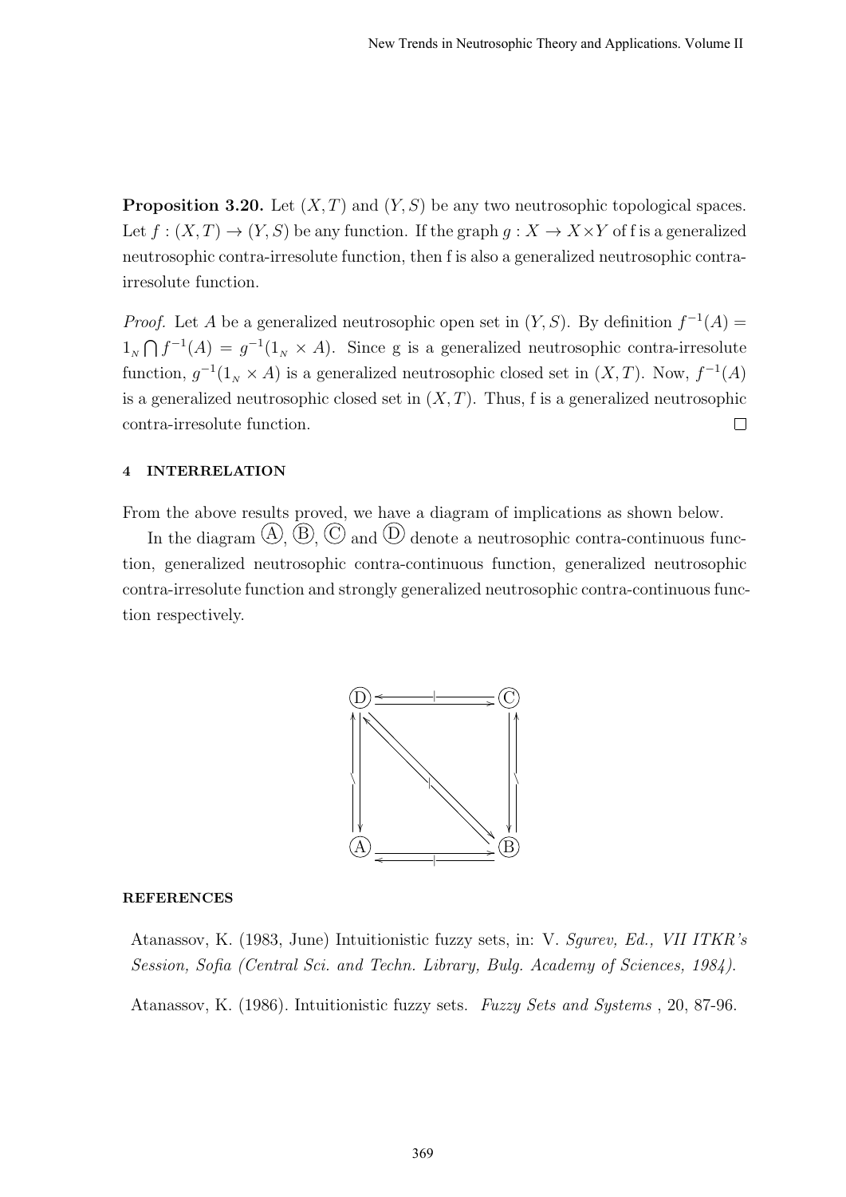**Proposition 3.20.** Let $(X, T)$ and $(Y, S)$ be any two neutrosophic topological spaces. Let $f : (X, T) \to (Y, S)$ be any function. If the graph $g : X \to X \times Y$ of f is a generalized neutrosophic contra-irresolute function, then f is also a generalized neutrosophic contra-irresolute function.

*Proof.* Let $A$ be a generalized neutrosophic open set in $(Y, S)$. By definition $f^{-1}(A) = 1_N \bigcap f^{-1}(A) = g^{-1}(1_N \times A)$. Since g is a generalized neutrosophic contra-irresolute function, $g^{-1}(1_N \times A)$ is a generalized neutrosophic closed set in $(X, T)$. Now, $f^{-1}(A)$ is a generalized neutrosophic closed set in $(X, T)$. Thus, f is a generalized neutrosophic contra-irresolute function. □

#### 4 INTERRELATION

From the above results proved, we have a diagram of implications as shown below.

In the diagram Ⓐ, Ⓑ, Ⓒ and Ⓓ denote a neutrosophic contra-continuous function, generalized neutrosophic contra-continuous function, generalized neutrosophic contra-irresolute function and strongly generalized neutrosophic contra-continuous function respectively.

#### REFERENCES

Atanassov, K. (1983, June) Intuitionistic fuzzy sets, in: V. *Sgurev, Ed., VII ITKR's Session, Sofia (Central Sci. and Techn. Library, Bulg. Academy of Sciences, 1984).*

Atanassov, K. (1986). Intuitionistic fuzzy sets. *Fuzzy Sets and Systems* , 20, 87-96.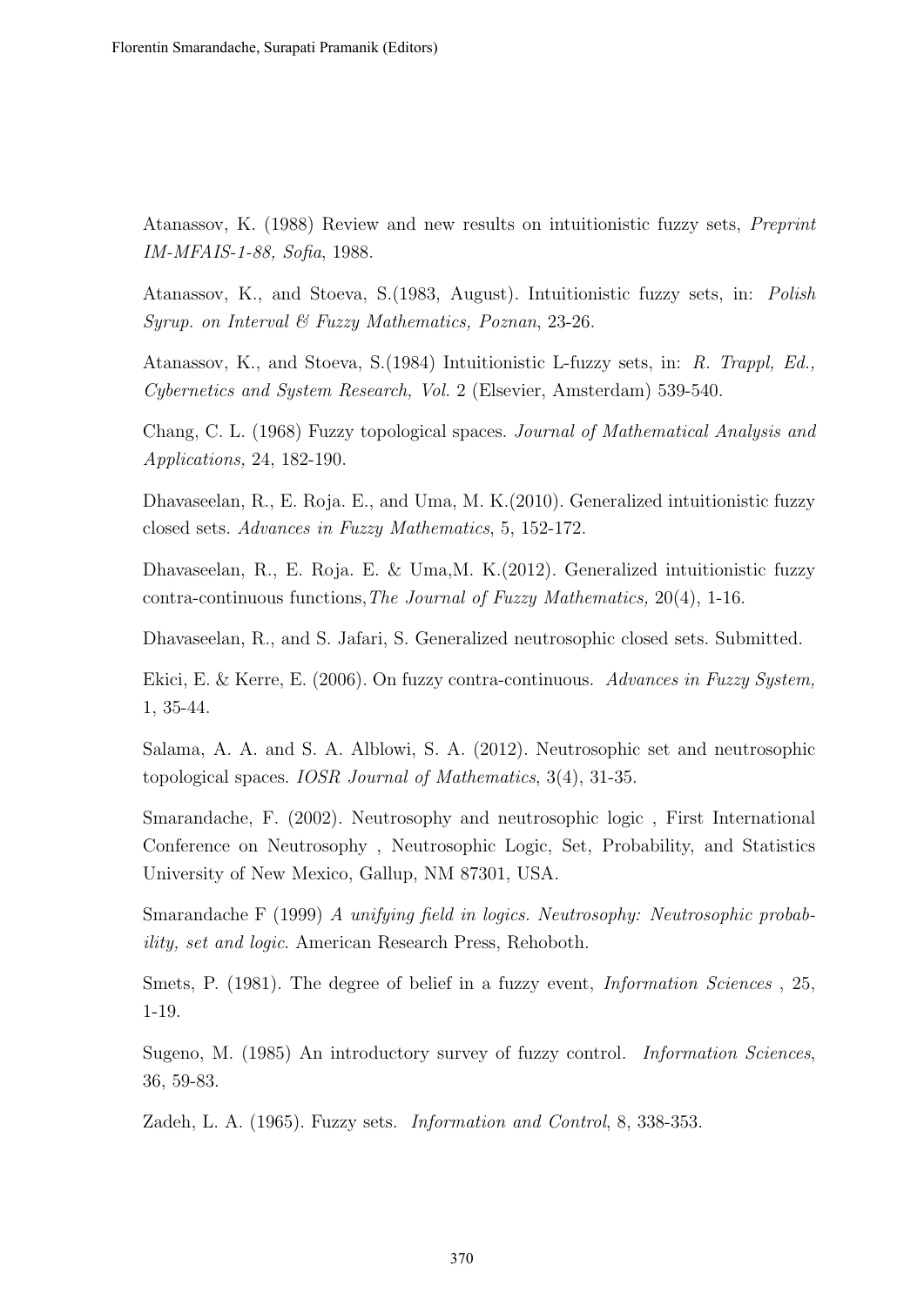Atanassov, K. (1988) Review and new results on intuitionistic fuzzy sets, *Preprint IM-MFAIS-1-88, Sofia*, 1988.

Atanassov, K., and Stoeva, S.(1983, August). Intuitionistic fuzzy sets, in: *Polish Syrup. on Interval & Fuzzy Mathematics, Poznan*, 23-26.

Atanassov, K., and Stoeva, S.(1984) Intuitionistic L-fuzzy sets, in: *R. Trappl, Ed., Cybernetics and System Research, Vol.* 2 (Elsevier, Amsterdam) 539-540.

Chang, C. L. (1968) Fuzzy topological spaces. *Journal of Mathematical Analysis and Applications,* 24, 182-190.

Dhavaseelan, R., E. Roja. E., and Uma, M. K.(2010). Generalized intuitionistic fuzzy closed sets. *Advances in Fuzzy Mathematics*, 5, 152-172.

Dhavaseelan, R., E. Roja. E. & Uma,M. K.(2012). Generalized intuitionistic fuzzy contra-continuous functions,*The Journal of Fuzzy Mathematics,* 20(4), 1-16.

Dhavaseelan, R., and S. Jafari, S. Generalized neutrosophic closed sets. Submitted.

Ekici, E. & Kerre, E. (2006). On fuzzy contra-continuous. *Advances in Fuzzy System,* 1, 35-44.

Salama, A. A. and S. A. Alblowi, S. A. (2012). Neutrosophic set and neutrosophic topological spaces. *IOSR Journal of Mathematics*, 3(4), 31-35.

Smarandache, F. (2002). Neutrosophy and neutrosophic logic , First International Conference on Neutrosophy , Neutrosophic Logic, Set, Probability, and Statistics University of New Mexico, Gallup, NM 87301, USA.

Smarandache F (1999) *A unifying field in logics. Neutrosophy: Neutrosophic probability, set and logic*. American Research Press, Rehoboth.

Smets, P. (1981). The degree of belief in a fuzzy event, *Information Sciences* , 25, 1-19.

Sugeno, M. (1985) An introductory survey of fuzzy control. *Information Sciences*, 36, 59-83.

Zadeh, L. A. (1965). Fuzzy sets. *Information and Control*, 8, 338-353.